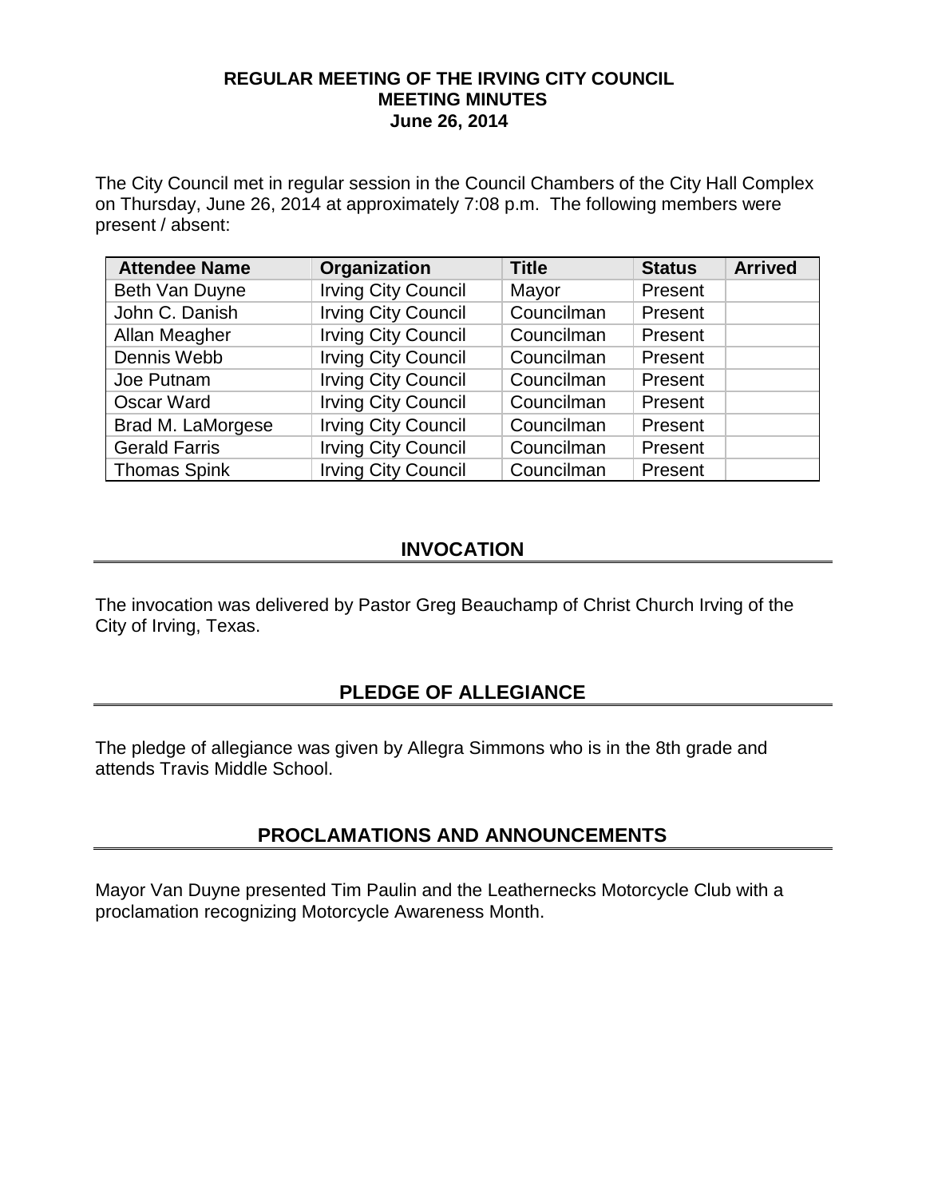**REGULAR MEETING OF THE IRVING CITY COUNCIL**
**MEETING MINUTES**
**June 26, 2014**

The City Council met in regular session in the Council Chambers of the City Hall Complex on Thursday, June 26, 2014 at approximately 7:08 p.m. The following members were present / absent:

| Attendee Name | Organization | Title | Status | Arrived |
|---|---|---|---|---|
| Beth Van Duyne | Irving City Council | Mayor | Present | |
| John C. Danish | Irving City Council | Councilman | Present | |
| Allan Meagher | Irving City Council | Councilman | Present | |
| Dennis Webb | Irving City Council | Councilman | Present | |
| Joe Putnam | Irving City Council | Councilman | Present | |
| Oscar Ward | Irving City Council | Councilman | Present | |
| Brad M. LaMorgese | Irving City Council | Councilman | Present | |
| Gerald Farris | Irving City Council | Councilman | Present | |
| Thomas Spink | Irving City Council | Councilman | Present | |

## INVOCATION

The invocation was delivered by Pastor Greg Beauchamp of Christ Church Irving of the City of Irving, Texas.

## PLEDGE OF ALLEGIANCE

The pledge of allegiance was given by Allegra Simmons who is in the 8th grade and attends Travis Middle School.

## PROCLAMATIONS AND ANNOUNCEMENTS

Mayor Van Duyne presented Tim Paulin and the Leathernecks Motorcycle Club with a proclamation recognizing Motorcycle Awareness Month.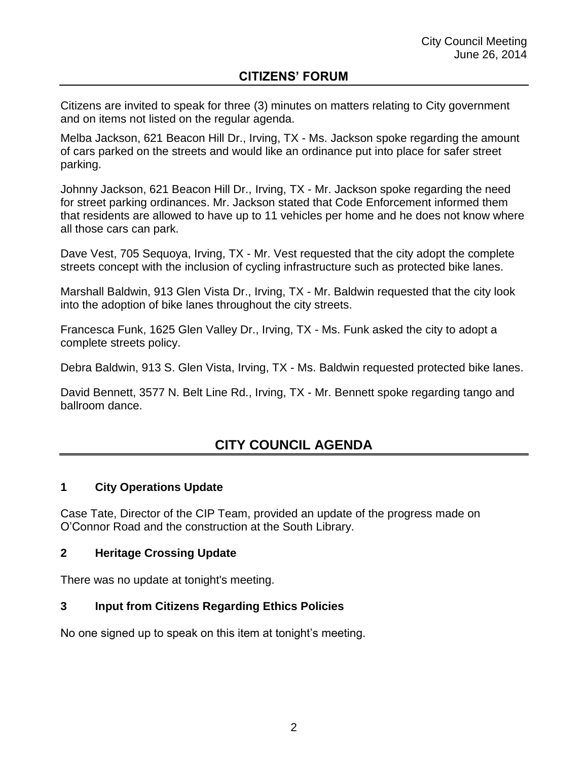## CITIZENS' FORUM

Citizens are invited to speak for three (3) minutes on matters relating to City government and on items not listed on the regular agenda.

Melba Jackson, 621 Beacon Hill Dr., Irving, TX - Ms. Jackson spoke regarding the amount of cars parked on the streets and would like an ordinance put into place for safer street parking.

Johnny Jackson, 621 Beacon Hill Dr., Irving, TX - Mr. Jackson spoke regarding the need for street parking ordinances. Mr. Jackson stated that Code Enforcement informed them that residents are allowed to have up to 11 vehicles per home and he does not know where all those cars can park.

Dave Vest, 705 Sequoya, Irving, TX - Mr. Vest requested that the city adopt the complete streets concept with the inclusion of cycling infrastructure such as protected bike lanes.

Marshall Baldwin, 913 Glen Vista Dr., Irving, TX - Mr. Baldwin requested that the city look into the adoption of bike lanes throughout the city streets.

Francesca Funk, 1625 Glen Valley Dr., Irving, TX - Ms. Funk asked the city to adopt a complete streets policy.

Debra Baldwin, 913 S. Glen Vista, Irving, TX - Ms. Baldwin requested protected bike lanes.

David Bennett, 3577 N. Belt Line Rd., Irving, TX - Mr. Bennett spoke regarding tango and ballroom dance.

# CITY COUNCIL AGENDA

### 1 City Operations Update

Case Tate, Director of the CIP Team, provided an update of the progress made on O'Connor Road and the construction at the South Library.

### 2 Heritage Crossing Update

There was no update at tonight's meeting.

### 3 Input from Citizens Regarding Ethics Policies

No one signed up to speak on this item at tonight's meeting.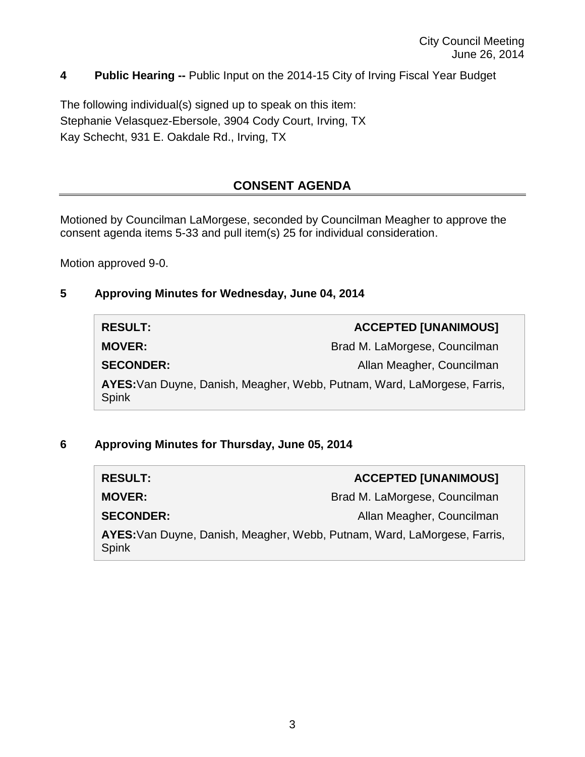**4 Public Hearing --** Public Input on the 2014-15 City of Irving Fiscal Year Budget

The following individual(s) signed up to speak on this item:
Stephanie Velasquez-Ebersole, 3904 Cody Court, Irving, TX
Kay Schecht, 931 E. Oakdale Rd., Irving, TX

## CONSENT AGENDA

Motioned by Councilman LaMorgese, seconded by Councilman Meagher to approve the consent agenda items 5-33 and pull item(s) 25 for individual consideration.

Motion approved 9-0.

### 5 Approving Minutes for Wednesday, June 04, 2014

| | |
|---|---|
| **RESULT:** | **ACCEPTED [UNANIMOUS]** |
| **MOVER:** | Brad M. LaMorgese, Councilman |
| **SECONDER:** | Allan Meagher, Councilman |
| **AYES:** Van Duyne, Danish, Meagher, Webb, Putnam, Ward, LaMorgese, Farris, Spink | |

### 6 Approving Minutes for Thursday, June 05, 2014

| | |
|---|---|
| **RESULT:** | **ACCEPTED [UNANIMOUS]** |
| **MOVER:** | Brad M. LaMorgese, Councilman |
| **SECONDER:** | Allan Meagher, Councilman |
| **AYES:** Van Duyne, Danish, Meagher, Webb, Putnam, Ward, LaMorgese, Farris, Spink | |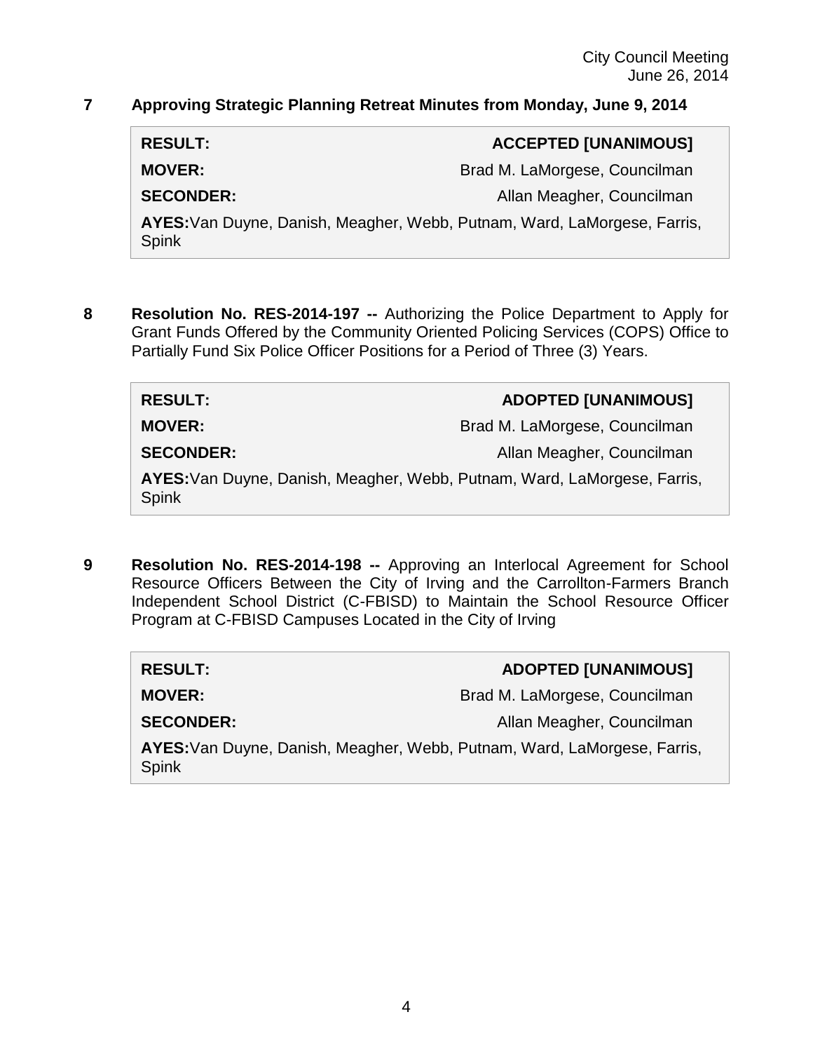**7 Approving Strategic Planning Retreat Minutes from Monday, June 9, 2014**

| | |
|---|---|
| **RESULT:** | **ACCEPTED [UNANIMOUS]** |
| **MOVER:** | Brad M. LaMorgese, Councilman |
| **SECONDER:** | Allan Meagher, Councilman |
| **AYES:** Van Duyne, Danish, Meagher, Webb, Putnam, Ward, LaMorgese, Farris, Spink | |

**8 Resolution No. RES-2014-197 --** Authorizing the Police Department to Apply for Grant Funds Offered by the Community Oriented Policing Services (COPS) Office to Partially Fund Six Police Officer Positions for a Period of Three (3) Years.

| | |
|---|---|
| **RESULT:** | **ADOPTED [UNANIMOUS]** |
| **MOVER:** | Brad M. LaMorgese, Councilman |
| **SECONDER:** | Allan Meagher, Councilman |
| **AYES:** Van Duyne, Danish, Meagher, Webb, Putnam, Ward, LaMorgese, Farris, Spink | |

**9 Resolution No. RES-2014-198 --** Approving an Interlocal Agreement for School Resource Officers Between the City of Irving and the Carrollton-Farmers Branch Independent School District (C-FBISD) to Maintain the School Resource Officer Program at C-FBISD Campuses Located in the City of Irving

| | |
|---|---|
| **RESULT:** | **ADOPTED [UNANIMOUS]** |
| **MOVER:** | Brad M. LaMorgese, Councilman |
| **SECONDER:** | Allan Meagher, Councilman |
| **AYES:** Van Duyne, Danish, Meagher, Webb, Putnam, Ward, LaMorgese, Farris, Spink | |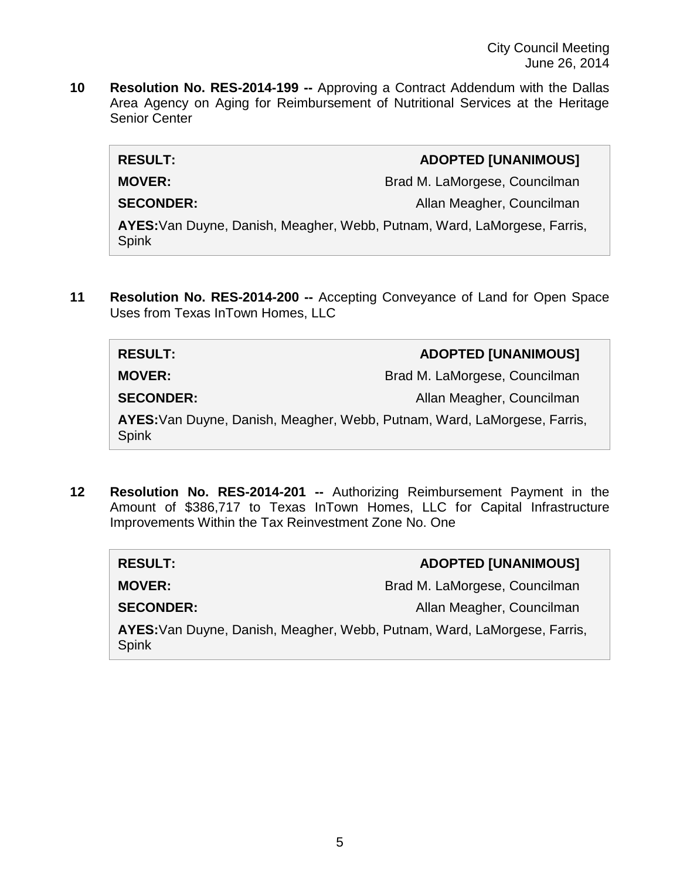**10 Resolution No. RES-2014-199 --** Approving a Contract Addendum with the Dallas Area Agency on Aging for Reimbursement of Nutritional Services at the Heritage Senior Center

| | |
|---|---|
| **RESULT:** | **ADOPTED [UNANIMOUS]** |
| **MOVER:** | Brad M. LaMorgese, Councilman |
| **SECONDER:** | Allan Meagher, Councilman |
| **AYES:** Van Duyne, Danish, Meagher, Webb, Putnam, Ward, LaMorgese, Farris, Spink | |

**11 Resolution No. RES-2014-200 --** Accepting Conveyance of Land for Open Space Uses from Texas InTown Homes, LLC

| | |
|---|---|
| **RESULT:** | **ADOPTED [UNANIMOUS]** |
| **MOVER:** | Brad M. LaMorgese, Councilman |
| **SECONDER:** | Allan Meagher, Councilman |
| **AYES:** Van Duyne, Danish, Meagher, Webb, Putnam, Ward, LaMorgese, Farris, Spink | |

**12 Resolution No. RES-2014-201 --** Authorizing Reimbursement Payment in the Amount of $386,717 to Texas InTown Homes, LLC for Capital Infrastructure Improvements Within the Tax Reinvestment Zone No. One

| | |
|---|---|
| **RESULT:** | **ADOPTED [UNANIMOUS]** |
| **MOVER:** | Brad M. LaMorgese, Councilman |
| **SECONDER:** | Allan Meagher, Councilman |
| **AYES:** Van Duyne, Danish, Meagher, Webb, Putnam, Ward, LaMorgese, Farris, Spink | |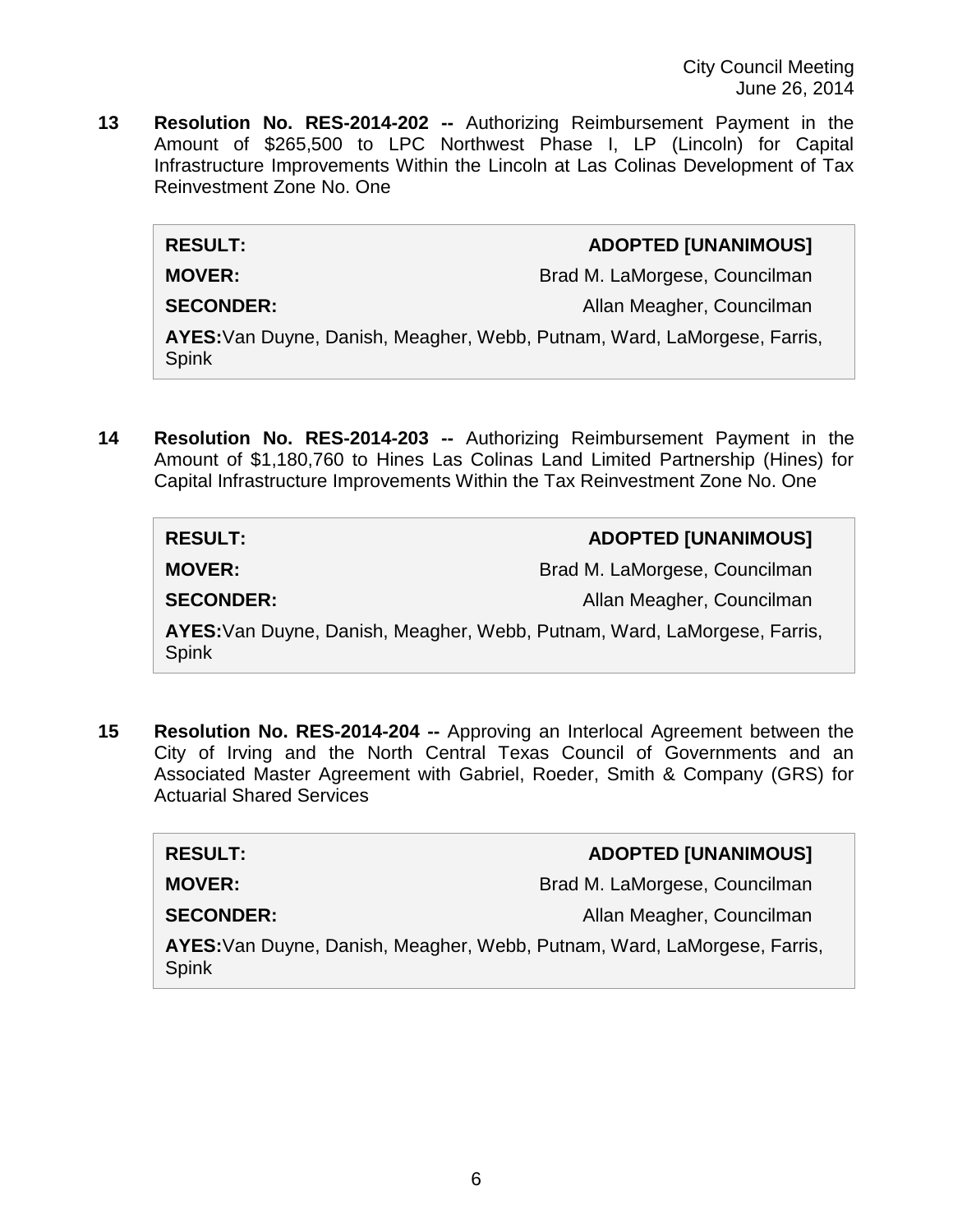**13 Resolution No. RES-2014-202 --** Authorizing Reimbursement Payment in the Amount of $265,500 to LPC Northwest Phase I, LP (Lincoln) for Capital Infrastructure Improvements Within the Lincoln at Las Colinas Development of Tax Reinvestment Zone No. One

| | |
|---|---|
| **RESULT:** | **ADOPTED [UNANIMOUS]** |
| **MOVER:** | Brad M. LaMorgese, Councilman |
| **SECONDER:** | Allan Meagher, Councilman |
| **AYES:** Van Duyne, Danish, Meagher, Webb, Putnam, Ward, LaMorgese, Farris, Spink | |

**14 Resolution No. RES-2014-203 --** Authorizing Reimbursement Payment in the Amount of $1,180,760 to Hines Las Colinas Land Limited Partnership (Hines) for Capital Infrastructure Improvements Within the Tax Reinvestment Zone No. One

| | |
|---|---|
| **RESULT:** | **ADOPTED [UNANIMOUS]** |
| **MOVER:** | Brad M. LaMorgese, Councilman |
| **SECONDER:** | Allan Meagher, Councilman |
| **AYES:** Van Duyne, Danish, Meagher, Webb, Putnam, Ward, LaMorgese, Farris, Spink | |

**15 Resolution No. RES-2014-204 --** Approving an Interlocal Agreement between the City of Irving and the North Central Texas Council of Governments and an Associated Master Agreement with Gabriel, Roeder, Smith & Company (GRS) for Actuarial Shared Services

| | |
|---|---|
| **RESULT:** | **ADOPTED [UNANIMOUS]** |
| **MOVER:** | Brad M. LaMorgese, Councilman |
| **SECONDER:** | Allan Meagher, Councilman |
| **AYES:** Van Duyne, Danish, Meagher, Webb, Putnam, Ward, LaMorgese, Farris, Spink | |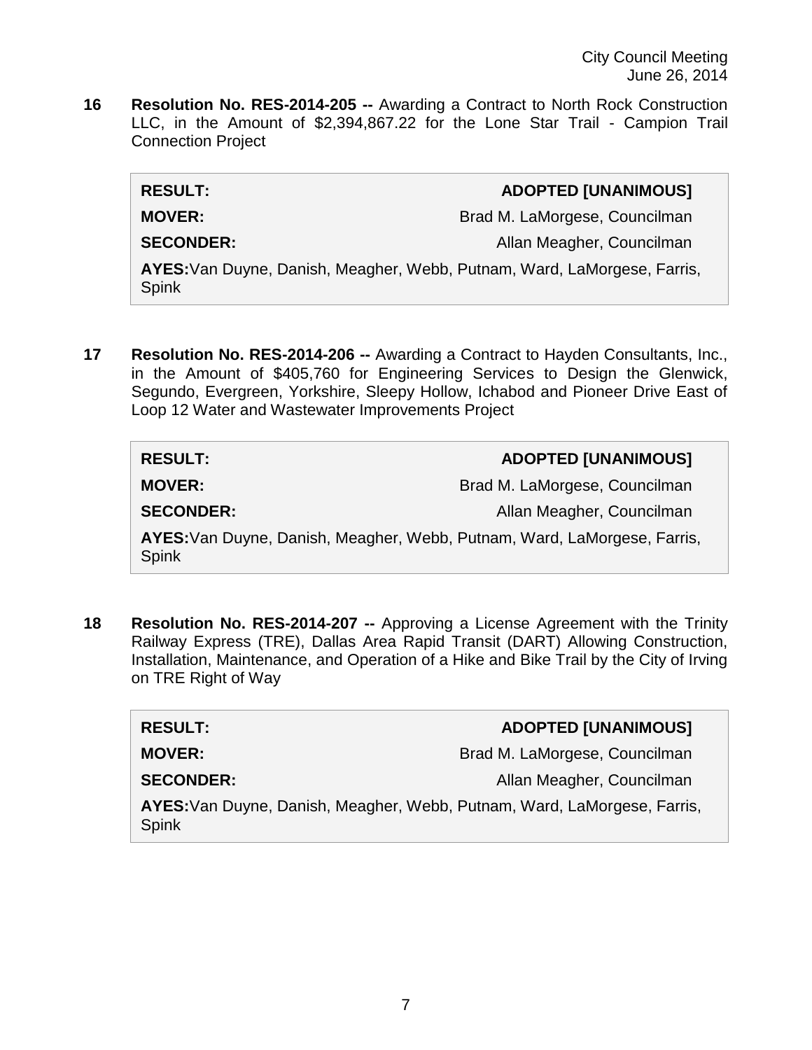**16 Resolution No. RES-2014-205 --** Awarding a Contract to North Rock Construction LLC, in the Amount of $2,394,867.22 for the Lone Star Trail - Campion Trail Connection Project

| | |
|---|---|
| **RESULT:** | **ADOPTED [UNANIMOUS]** |
| **MOVER:** | Brad M. LaMorgese, Councilman |
| **SECONDER:** | Allan Meagher, Councilman |

**AYES:** Van Duyne, Danish, Meagher, Webb, Putnam, Ward, LaMorgese, Farris, Spink

**17 Resolution No. RES-2014-206 --** Awarding a Contract to Hayden Consultants, Inc., in the Amount of $405,760 for Engineering Services to Design the Glenwick, Segundo, Evergreen, Yorkshire, Sleepy Hollow, Ichabod and Pioneer Drive East of Loop 12 Water and Wastewater Improvements Project

| | |
|---|---|
| **RESULT:** | **ADOPTED [UNANIMOUS]** |
| **MOVER:** | Brad M. LaMorgese, Councilman |
| **SECONDER:** | Allan Meagher, Councilman |

**AYES:** Van Duyne, Danish, Meagher, Webb, Putnam, Ward, LaMorgese, Farris, Spink

**18 Resolution No. RES-2014-207 --** Approving a License Agreement with the Trinity Railway Express (TRE), Dallas Area Rapid Transit (DART) Allowing Construction, Installation, Maintenance, and Operation of a Hike and Bike Trail by the City of Irving on TRE Right of Way

| | |
|---|---|
| **RESULT:** | **ADOPTED [UNANIMOUS]** |
| **MOVER:** | Brad M. LaMorgese, Councilman |
| **SECONDER:** | Allan Meagher, Councilman |

**AYES:** Van Duyne, Danish, Meagher, Webb, Putnam, Ward, LaMorgese, Farris, Spink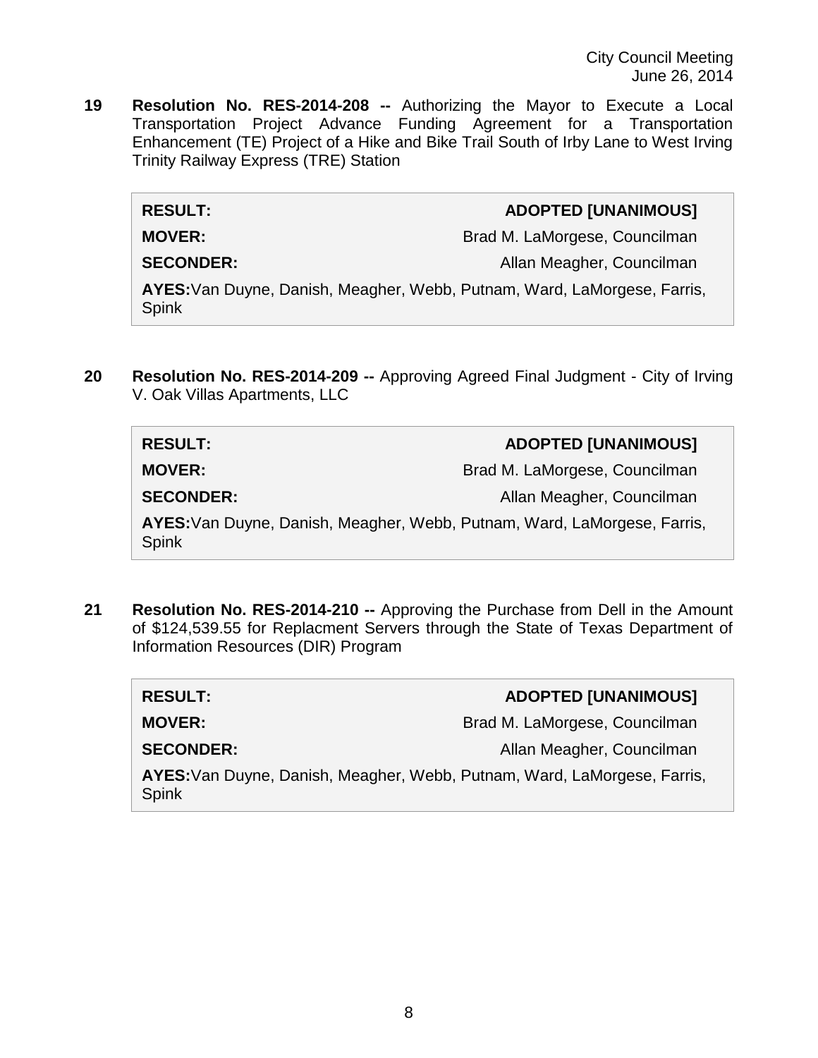**19 Resolution No. RES-2014-208 --** Authorizing the Mayor to Execute a Local Transportation Project Advance Funding Agreement for a Transportation Enhancement (TE) Project of a Hike and Bike Trail South of Irby Lane to West Irving Trinity Railway Express (TRE) Station

| **RESULT:** | **ADOPTED [UNANIMOUS]** |
|---|---|
| **MOVER:** | Brad M. LaMorgese, Councilman |
| **SECONDER:** | Allan Meagher, Councilman |
| **AYES:** Van Duyne, Danish, Meagher, Webb, Putnam, Ward, LaMorgese, Farris, Spink | |

**20 Resolution No. RES-2014-209 --** Approving Agreed Final Judgment - City of Irving V. Oak Villas Apartments, LLC

| **RESULT:** | **ADOPTED [UNANIMOUS]** |
|---|---|
| **MOVER:** | Brad M. LaMorgese, Councilman |
| **SECONDER:** | Allan Meagher, Councilman |
| **AYES:** Van Duyne, Danish, Meagher, Webb, Putnam, Ward, LaMorgese, Farris, Spink | |

**21 Resolution No. RES-2014-210 --** Approving the Purchase from Dell in the Amount of $124,539.55 for Replacment Servers through the State of Texas Department of Information Resources (DIR) Program

| **RESULT:** | **ADOPTED [UNANIMOUS]** |
|---|---|
| **MOVER:** | Brad M. LaMorgese, Councilman |
| **SECONDER:** | Allan Meagher, Councilman |
| **AYES:** Van Duyne, Danish, Meagher, Webb, Putnam, Ward, LaMorgese, Farris, Spink | |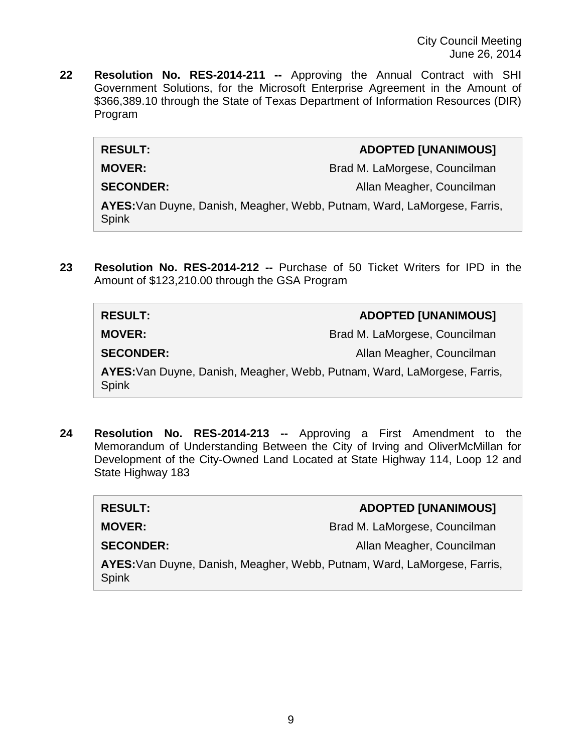**22 Resolution No. RES-2014-211 --** Approving the Annual Contract with SHI Government Solutions, for the Microsoft Enterprise Agreement in the Amount of $366,389.10 through the State of Texas Department of Information Resources (DIR) Program

| | |
|---|---|
| **RESULT:** | **ADOPTED [UNANIMOUS]** |
| **MOVER:** | Brad M. LaMorgese, Councilman |
| **SECONDER:** | Allan Meagher, Councilman |
| **AYES:** Van Duyne, Danish, Meagher, Webb, Putnam, Ward, LaMorgese, Farris, Spink | |

**23 Resolution No. RES-2014-212 --** Purchase of 50 Ticket Writers for IPD in the Amount of $123,210.00 through the GSA Program

| | |
|---|---|
| **RESULT:** | **ADOPTED [UNANIMOUS]** |
| **MOVER:** | Brad M. LaMorgese, Councilman |
| **SECONDER:** | Allan Meagher, Councilman |
| **AYES:** Van Duyne, Danish, Meagher, Webb, Putnam, Ward, LaMorgese, Farris, Spink | |

**24 Resolution No. RES-2014-213 --** Approving a First Amendment to the Memorandum of Understanding Between the City of Irving and OliverMcMillan for Development of the City-Owned Land Located at State Highway 114, Loop 12 and State Highway 183

| | |
|---|---|
| **RESULT:** | **ADOPTED [UNANIMOUS]** |
| **MOVER:** | Brad M. LaMorgese, Councilman |
| **SECONDER:** | Allan Meagher, Councilman |
| **AYES:** Van Duyne, Danish, Meagher, Webb, Putnam, Ward, LaMorgese, Farris, Spink | |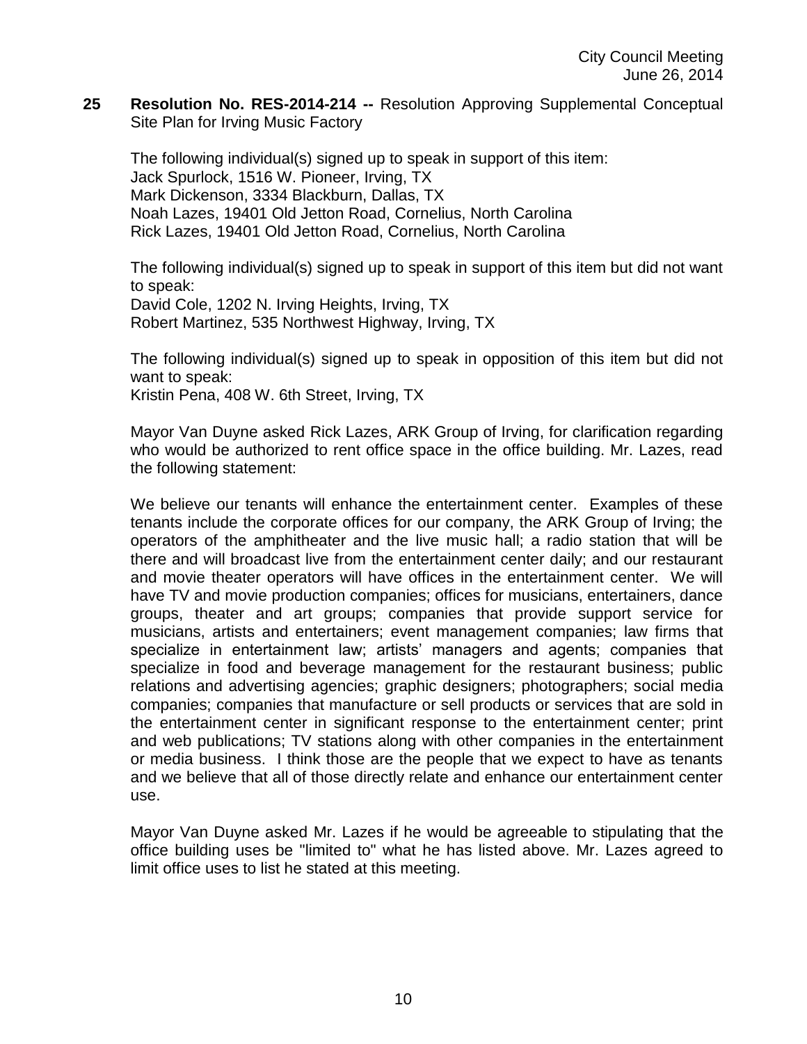**25 Resolution No. RES-2014-214 --** Resolution Approving Supplemental Conceptual Site Plan for Irving Music Factory

The following individual(s) signed up to speak in support of this item:
Jack Spurlock, 1516 W. Pioneer, Irving, TX
Mark Dickenson, 3334 Blackburn, Dallas, TX
Noah Lazes, 19401 Old Jetton Road, Cornelius, North Carolina
Rick Lazes, 19401 Old Jetton Road, Cornelius, North Carolina

The following individual(s) signed up to speak in support of this item but did not want to speak:
David Cole, 1202 N. Irving Heights, Irving, TX
Robert Martinez, 535 Northwest Highway, Irving, TX

The following individual(s) signed up to speak in opposition of this item but did not want to speak:
Kristin Pena, 408 W. 6th Street, Irving, TX

Mayor Van Duyne asked Rick Lazes, ARK Group of Irving, for clarification regarding who would be authorized to rent office space in the office building. Mr. Lazes, read the following statement:

We believe our tenants will enhance the entertainment center. Examples of these tenants include the corporate offices for our company, the ARK Group of Irving; the operators of the amphitheater and the live music hall; a radio station that will be there and will broadcast live from the entertainment center daily; and our restaurant and movie theater operators will have offices in the entertainment center. We will have TV and movie production companies; offices for musicians, entertainers, dance groups, theater and art groups; companies that provide support service for musicians, artists and entertainers; event management companies; law firms that specialize in entertainment law; artists' managers and agents; companies that specialize in food and beverage management for the restaurant business; public relations and advertising agencies; graphic designers; photographers; social media companies; companies that manufacture or sell products or services that are sold in the entertainment center in significant response to the entertainment center; print and web publications; TV stations along with other companies in the entertainment or media business. I think those are the people that we expect to have as tenants and we believe that all of those directly relate and enhance our entertainment center use.

Mayor Van Duyne asked Mr. Lazes if he would be agreeable to stipulating that the office building uses be "limited to" what he has listed above. Mr. Lazes agreed to limit office uses to list he stated at this meeting.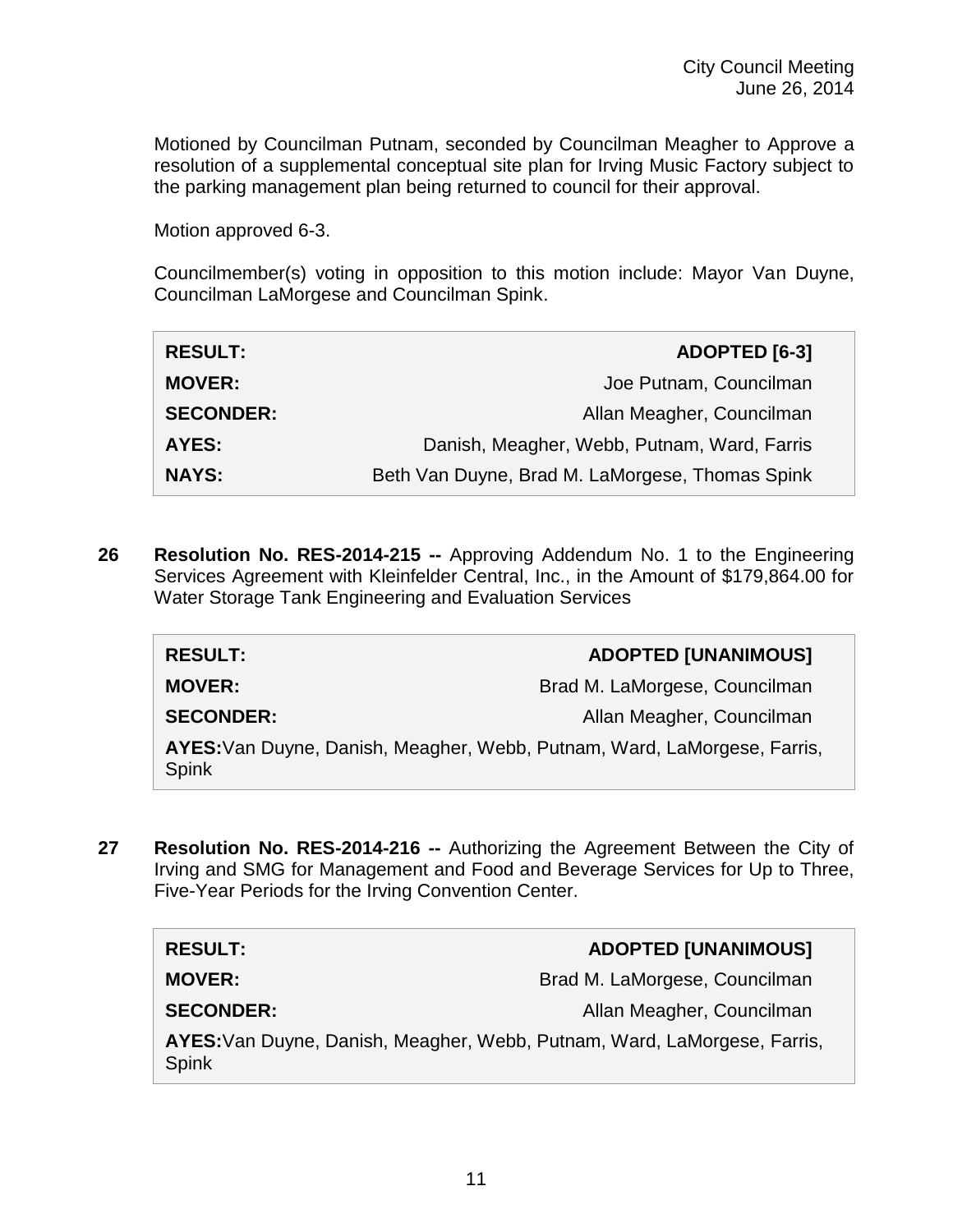Motioned by Councilman Putnam, seconded by Councilman Meagher to Approve a resolution of a supplemental conceptual site plan for Irving Music Factory subject to the parking management plan being returned to council for their approval.

Motion approved 6-3.

Councilmember(s) voting in opposition to this motion include: Mayor Van Duyne, Councilman LaMorgese and Councilman Spink.

| | |
|---|---|
| **RESULT:** | **ADOPTED [6-3]** |
| **MOVER:** | Joe Putnam, Councilman |
| **SECONDER:** | Allan Meagher, Councilman |
| **AYES:** | Danish, Meagher, Webb, Putnam, Ward, Farris |
| **NAYS:** | Beth Van Duyne, Brad M. LaMorgese, Thomas Spink |

**26 Resolution No. RES-2014-215 --** Approving Addendum No. 1 to the Engineering Services Agreement with Kleinfelder Central, Inc., in the Amount of $179,864.00 for Water Storage Tank Engineering and Evaluation Services

| | |
|---|---|
| **RESULT:** | **ADOPTED [UNANIMOUS]** |
| **MOVER:** | Brad M. LaMorgese, Councilman |
| **SECONDER:** | Allan Meagher, Councilman |
| **AYES:** | Van Duyne, Danish, Meagher, Webb, Putnam, Ward, LaMorgese, Farris, Spink |

**27 Resolution No. RES-2014-216 --** Authorizing the Agreement Between the City of Irving and SMG for Management and Food and Beverage Services for Up to Three, Five-Year Periods for the Irving Convention Center.

| | |
|---|---|
| **RESULT:** | **ADOPTED [UNANIMOUS]** |
| **MOVER:** | Brad M. LaMorgese, Councilman |
| **SECONDER:** | Allan Meagher, Councilman |
| **AYES:** | Van Duyne, Danish, Meagher, Webb, Putnam, Ward, LaMorgese, Farris, Spink |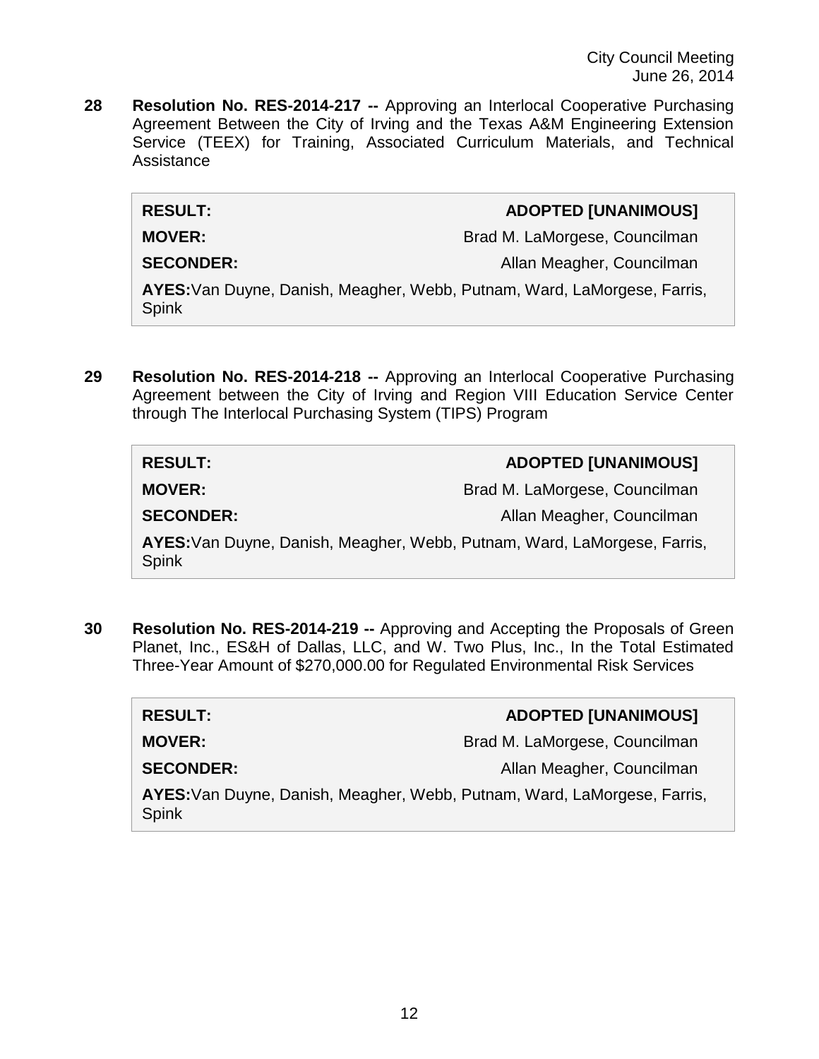**28 Resolution No. RES-2014-217 --** Approving an Interlocal Cooperative Purchasing Agreement Between the City of Irving and the Texas A&M Engineering Extension Service (TEEX) for Training, Associated Curriculum Materials, and Technical Assistance

| | |
|---|---|
| **RESULT:** | **ADOPTED [UNANIMOUS]** |
| **MOVER:** | Brad M. LaMorgese, Councilman |
| **SECONDER:** | Allan Meagher, Councilman |
| **AYES:** Van Duyne, Danish, Meagher, Webb, Putnam, Ward, LaMorgese, Farris, Spink | |

**29 Resolution No. RES-2014-218 --** Approving an Interlocal Cooperative Purchasing Agreement between the City of Irving and Region VIII Education Service Center through The Interlocal Purchasing System (TIPS) Program

| | |
|---|---|
| **RESULT:** | **ADOPTED [UNANIMOUS]** |
| **MOVER:** | Brad M. LaMorgese, Councilman |
| **SECONDER:** | Allan Meagher, Councilman |
| **AYES:** Van Duyne, Danish, Meagher, Webb, Putnam, Ward, LaMorgese, Farris, Spink | |

**30 Resolution No. RES-2014-219 --** Approving and Accepting the Proposals of Green Planet, Inc., ES&H of Dallas, LLC, and W. Two Plus, Inc., In the Total Estimated Three-Year Amount of $270,000.00 for Regulated Environmental Risk Services

| | |
|---|---|
| **RESULT:** | **ADOPTED [UNANIMOUS]** |
| **MOVER:** | Brad M. LaMorgese, Councilman |
| **SECONDER:** | Allan Meagher, Councilman |
| **AYES:** Van Duyne, Danish, Meagher, Webb, Putnam, Ward, LaMorgese, Farris, Spink | |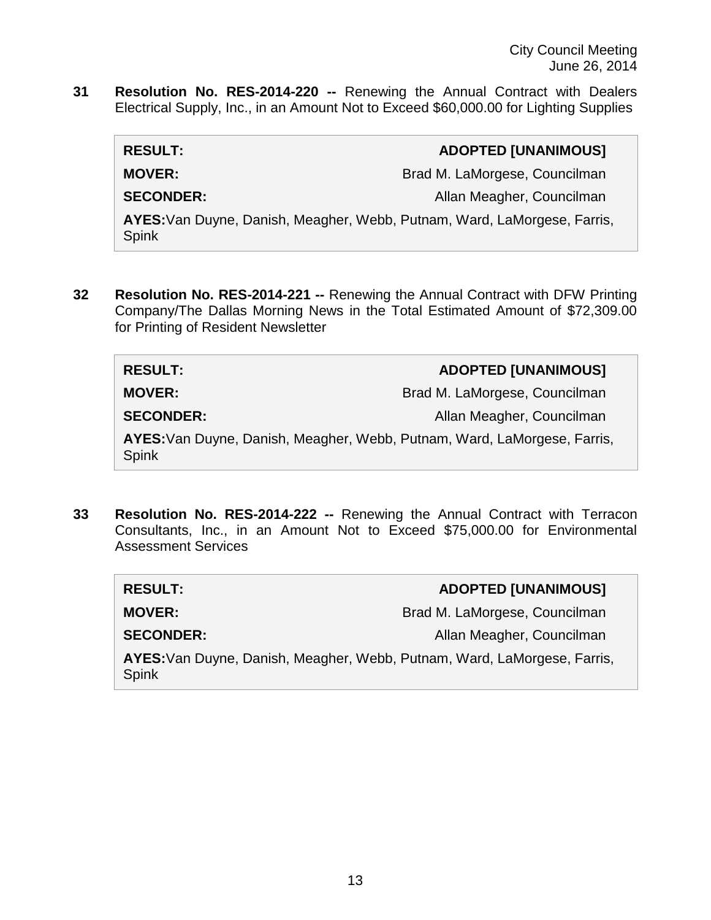**31 Resolution No. RES-2014-220 --** Renewing the Annual Contract with Dealers Electrical Supply, Inc., in an Amount Not to Exceed $60,000.00 for Lighting Supplies

| | |
|---|---|
| **RESULT:** | **ADOPTED [UNANIMOUS]** |
| **MOVER:** | Brad M. LaMorgese, Councilman |
| **SECONDER:** | Allan Meagher, Councilman |
| **AYES:** Van Duyne, Danish, Meagher, Webb, Putnam, Ward, LaMorgese, Farris, Spink | |

**32 Resolution No. RES-2014-221 --** Renewing the Annual Contract with DFW Printing Company/The Dallas Morning News in the Total Estimated Amount of $72,309.00 for Printing of Resident Newsletter

| | |
|---|---|
| **RESULT:** | **ADOPTED [UNANIMOUS]** |
| **MOVER:** | Brad M. LaMorgese, Councilman |
| **SECONDER:** | Allan Meagher, Councilman |
| **AYES:** Van Duyne, Danish, Meagher, Webb, Putnam, Ward, LaMorgese, Farris, Spink | |

**33 Resolution No. RES-2014-222 --** Renewing the Annual Contract with Terracon Consultants, Inc., in an Amount Not to Exceed $75,000.00 for Environmental Assessment Services

| | |
|---|---|
| **RESULT:** | **ADOPTED [UNANIMOUS]** |
| **MOVER:** | Brad M. LaMorgese, Councilman |
| **SECONDER:** | Allan Meagher, Councilman |
| **AYES:** Van Duyne, Danish, Meagher, Webb, Putnam, Ward, LaMorgese, Farris, Spink | |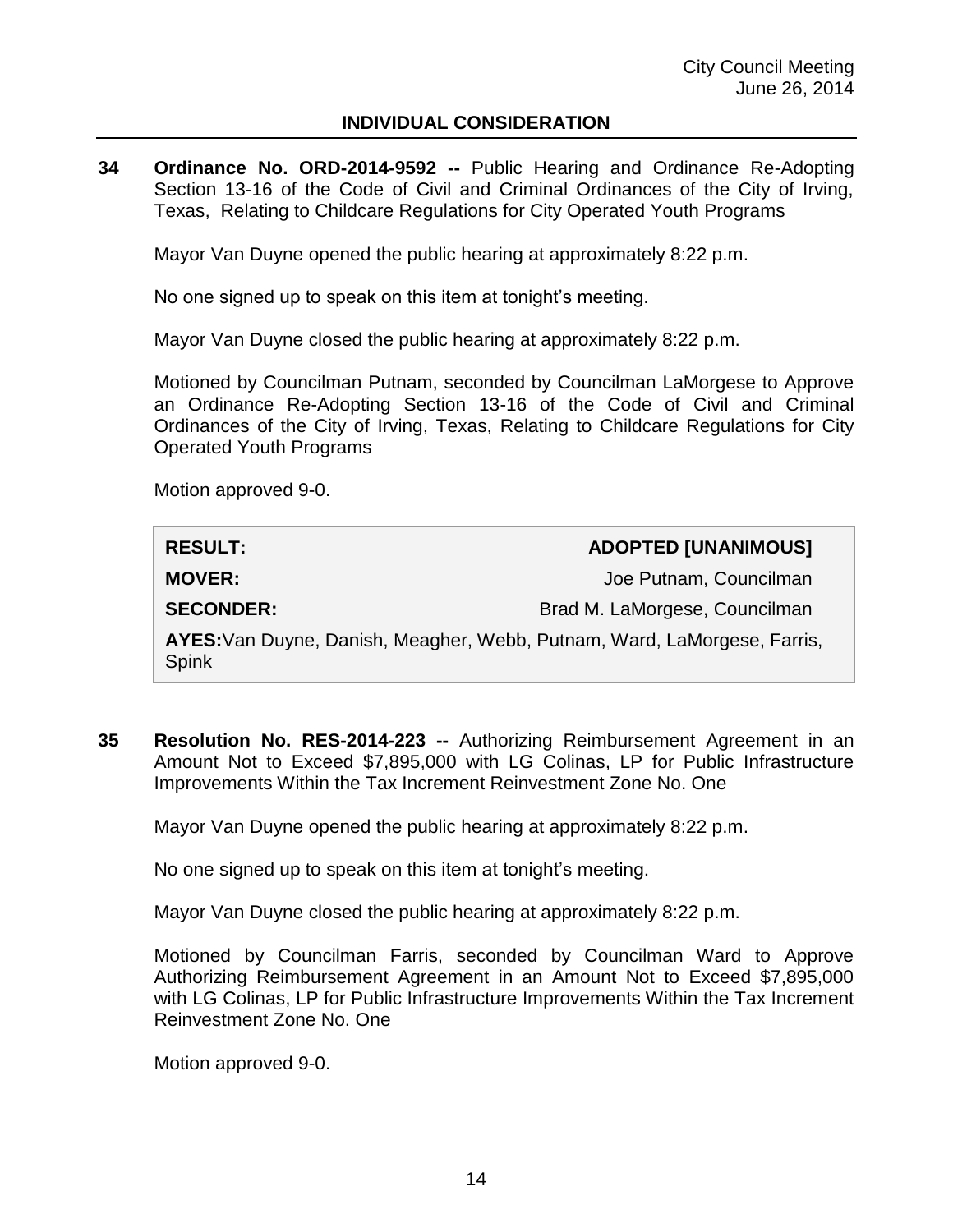## INDIVIDUAL CONSIDERATION

**34 Ordinance No. ORD-2014-9592 --** Public Hearing and Ordinance Re-Adopting Section 13-16 of the Code of Civil and Criminal Ordinances of the City of Irving, Texas, Relating to Childcare Regulations for City Operated Youth Programs

Mayor Van Duyne opened the public hearing at approximately 8:22 p.m.

No one signed up to speak on this item at tonight's meeting.

Mayor Van Duyne closed the public hearing at approximately 8:22 p.m.

Motioned by Councilman Putnam, seconded by Councilman LaMorgese to Approve an Ordinance Re-Adopting Section 13-16 of the Code of Civil and Criminal Ordinances of the City of Irving, Texas, Relating to Childcare Regulations for City Operated Youth Programs

Motion approved 9-0.

| | |
|---|---|
| **RESULT:** | **ADOPTED [UNANIMOUS]** |
| **MOVER:** | Joe Putnam, Councilman |
| **SECONDER:** | Brad M. LaMorgese, Councilman |
| **AYES:** Van Duyne, Danish, Meagher, Webb, Putnam, Ward, LaMorgese, Farris, Spink | |

**35 Resolution No. RES-2014-223 --** Authorizing Reimbursement Agreement in an Amount Not to Exceed $7,895,000 with LG Colinas, LP for Public Infrastructure Improvements Within the Tax Increment Reinvestment Zone No. One

Mayor Van Duyne opened the public hearing at approximately 8:22 p.m.

No one signed up to speak on this item at tonight's meeting.

Mayor Van Duyne closed the public hearing at approximately 8:22 p.m.

Motioned by Councilman Farris, seconded by Councilman Ward to Approve Authorizing Reimbursement Agreement in an Amount Not to Exceed $7,895,000 with LG Colinas, LP for Public Infrastructure Improvements Within the Tax Increment Reinvestment Zone No. One

Motion approved 9-0.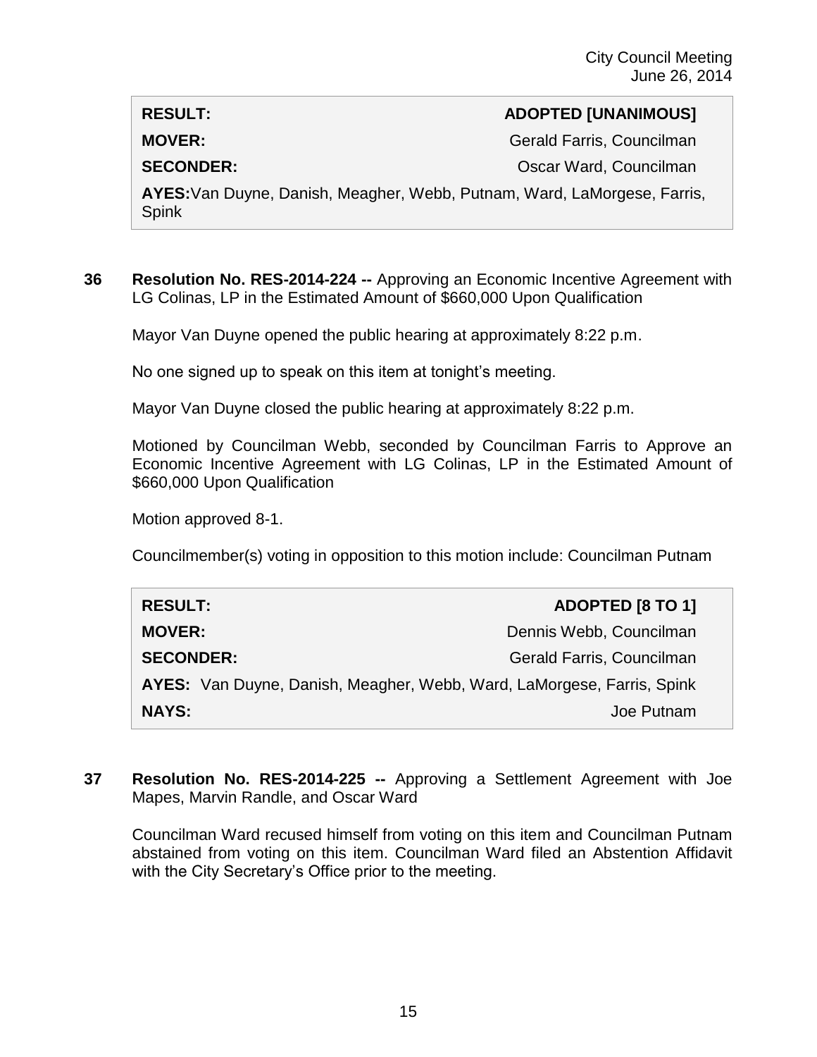| RESULT: | ADOPTED [UNANIMOUS] |
|---|---|
| MOVER: | Gerald Farris, Councilman |
| SECONDER: | Oscar Ward, Councilman |
| AYES: Van Duyne, Danish, Meagher, Webb, Putnam, Ward, LaMorgese, Farris, Spink | |

**36 Resolution No. RES-2014-224 --** Approving an Economic Incentive Agreement with LG Colinas, LP in the Estimated Amount of $660,000 Upon Qualification

Mayor Van Duyne opened the public hearing at approximately 8:22 p.m.

No one signed up to speak on this item at tonight's meeting.

Mayor Van Duyne closed the public hearing at approximately 8:22 p.m.

Motioned by Councilman Webb, seconded by Councilman Farris to Approve an Economic Incentive Agreement with LG Colinas, LP in the Estimated Amount of $660,000 Upon Qualification

Motion approved 8-1.

Councilmember(s) voting in opposition to this motion include: Councilman Putnam

| RESULT: | ADOPTED [8 TO 1] |
|---|---|
| MOVER: | Dennis Webb, Councilman |
| SECONDER: | Gerald Farris, Councilman |
| AYES: Van Duyne, Danish, Meagher, Webb, Ward, LaMorgese, Farris, Spink | |
| NAYS: | Joe Putnam |

**37 Resolution No. RES-2014-225 --** Approving a Settlement Agreement with Joe Mapes, Marvin Randle, and Oscar Ward

Councilman Ward recused himself from voting on this item and Councilman Putnam abstained from voting on this item. Councilman Ward filed an Abstention Affidavit with the City Secretary's Office prior to the meeting.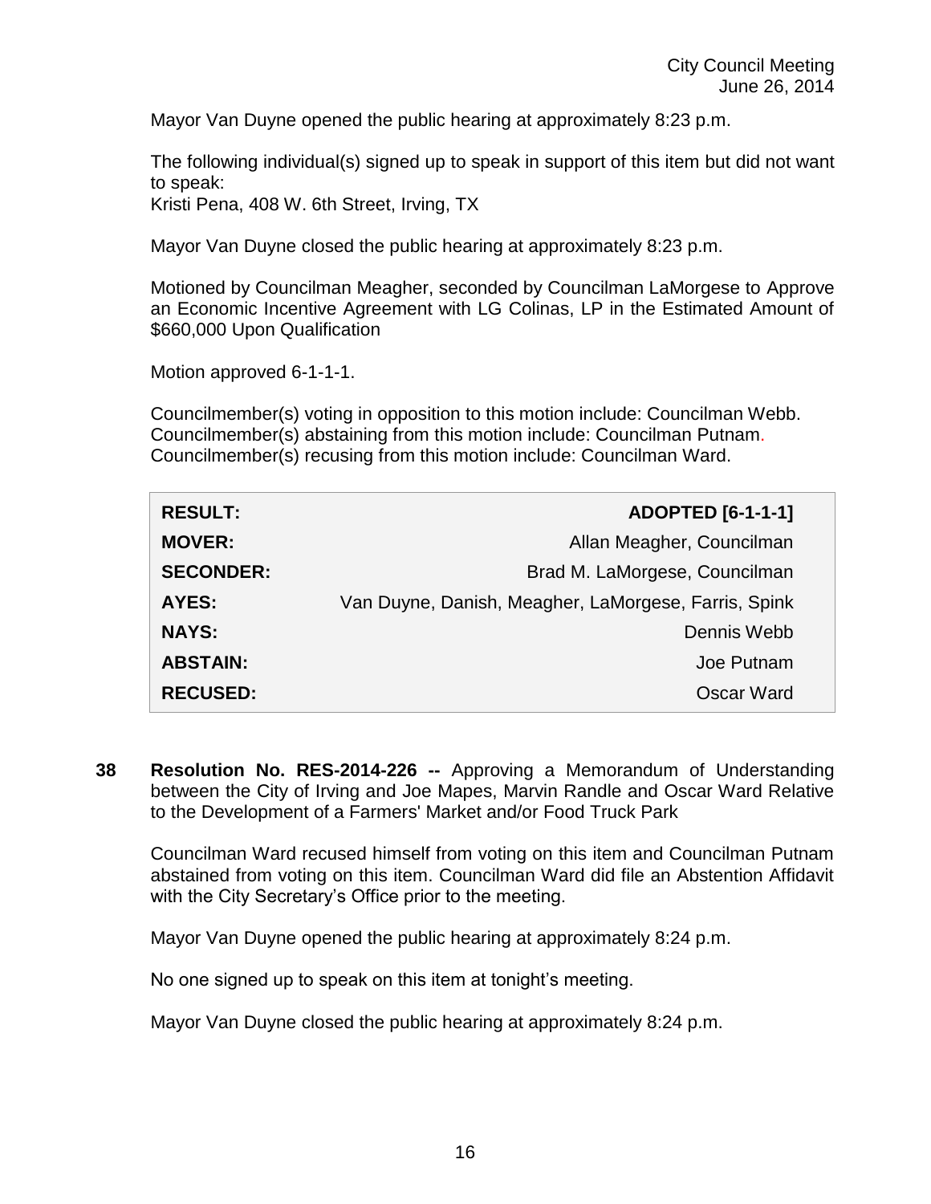Mayor Van Duyne opened the public hearing at approximately 8:23 p.m.

The following individual(s) signed up to speak in support of this item but did not want to speak:
Kristi Pena, 408 W. 6th Street, Irving, TX

Mayor Van Duyne closed the public hearing at approximately 8:23 p.m.

Motioned by Councilman Meagher, seconded by Councilman LaMorgese to Approve an Economic Incentive Agreement with LG Colinas, LP in the Estimated Amount of $660,000 Upon Qualification

Motion approved 6-1-1-1.

Councilmember(s) voting in opposition to this motion include: Councilman Webb.
Councilmember(s) abstaining from this motion include: Councilman Putnam.
Councilmember(s) recusing from this motion include: Councilman Ward.

| | |
|---|---|
| **RESULT:** | **ADOPTED [6-1-1-1]** |
| **MOVER:** | Allan Meagher, Councilman |
| **SECONDER:** | Brad M. LaMorgese, Councilman |
| **AYES:** | Van Duyne, Danish, Meagher, LaMorgese, Farris, Spink |
| **NAYS:** | Dennis Webb |
| **ABSTAIN:** | Joe Putnam |
| **RECUSED:** | Oscar Ward |

**38 Resolution No. RES-2014-226 --** Approving a Memorandum of Understanding between the City of Irving and Joe Mapes, Marvin Randle and Oscar Ward Relative to the Development of a Farmers' Market and/or Food Truck Park

Councilman Ward recused himself from voting on this item and Councilman Putnam abstained from voting on this item. Councilman Ward did file an Abstention Affidavit with the City Secretary's Office prior to the meeting.

Mayor Van Duyne opened the public hearing at approximately 8:24 p.m.

No one signed up to speak on this item at tonight's meeting.

Mayor Van Duyne closed the public hearing at approximately 8:24 p.m.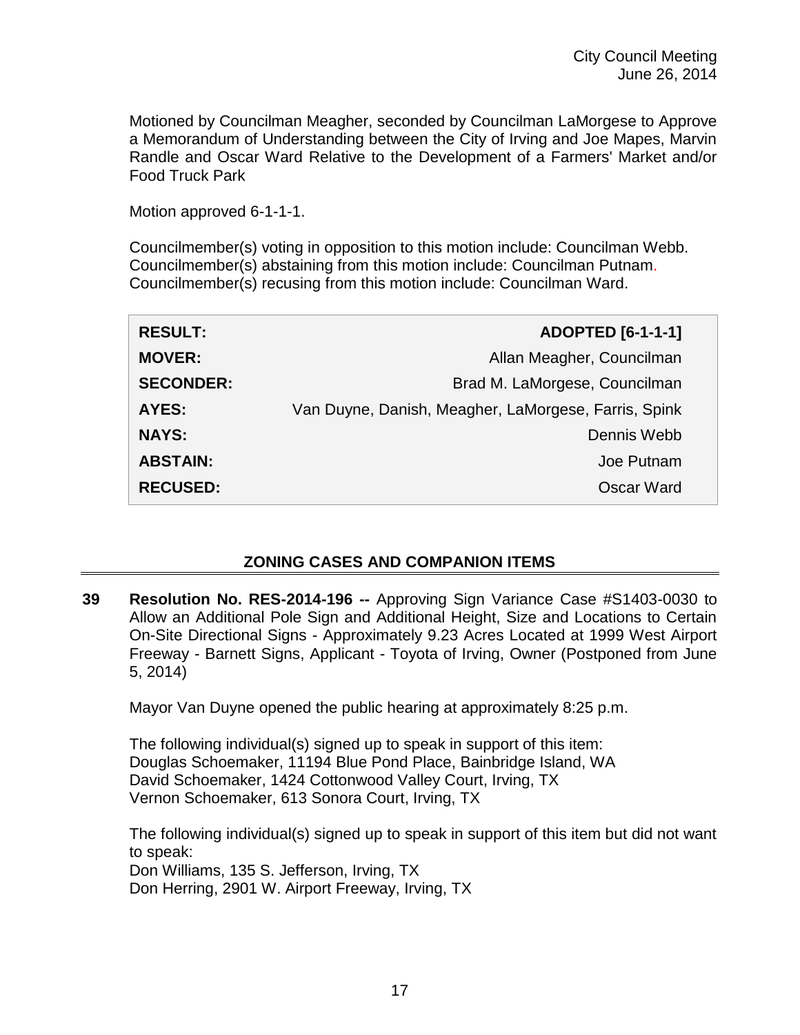Motioned by Councilman Meagher, seconded by Councilman LaMorgese to Approve a Memorandum of Understanding between the City of Irving and Joe Mapes, Marvin Randle and Oscar Ward Relative to the Development of a Farmers' Market and/or Food Truck Park

Motion approved 6-1-1-1.

Councilmember(s) voting in opposition to this motion include: Councilman Webb.
Councilmember(s) abstaining from this motion include: Councilman Putnam.
Councilmember(s) recusing from this motion include: Councilman Ward.

| | |
|---|---|
| **RESULT:** | **ADOPTED [6-1-1-1]** |
| **MOVER:** | Allan Meagher, Councilman |
| **SECONDER:** | Brad M. LaMorgese, Councilman |
| **AYES:** | Van Duyne, Danish, Meagher, LaMorgese, Farris, Spink |
| **NAYS:** | Dennis Webb |
| **ABSTAIN:** | Joe Putnam |
| **RECUSED:** | Oscar Ward |

## ZONING CASES AND COMPANION ITEMS

**39 Resolution No. RES-2014-196 --** Approving Sign Variance Case #S1403-0030 to Allow an Additional Pole Sign and Additional Height, Size and Locations to Certain On-Site Directional Signs - Approximately 9.23 Acres Located at 1999 West Airport Freeway - Barnett Signs, Applicant - Toyota of Irving, Owner (Postponed from June 5, 2014)

Mayor Van Duyne opened the public hearing at approximately 8:25 p.m.

The following individual(s) signed up to speak in support of this item:
Douglas Schoemaker, 11194 Blue Pond Place, Bainbridge Island, WA
David Schoemaker, 1424 Cottonwood Valley Court, Irving, TX
Vernon Schoemaker, 613 Sonora Court, Irving, TX

The following individual(s) signed up to speak in support of this item but did not want to speak:
Don Williams, 135 S. Jefferson, Irving, TX
Don Herring, 2901 W. Airport Freeway, Irving, TX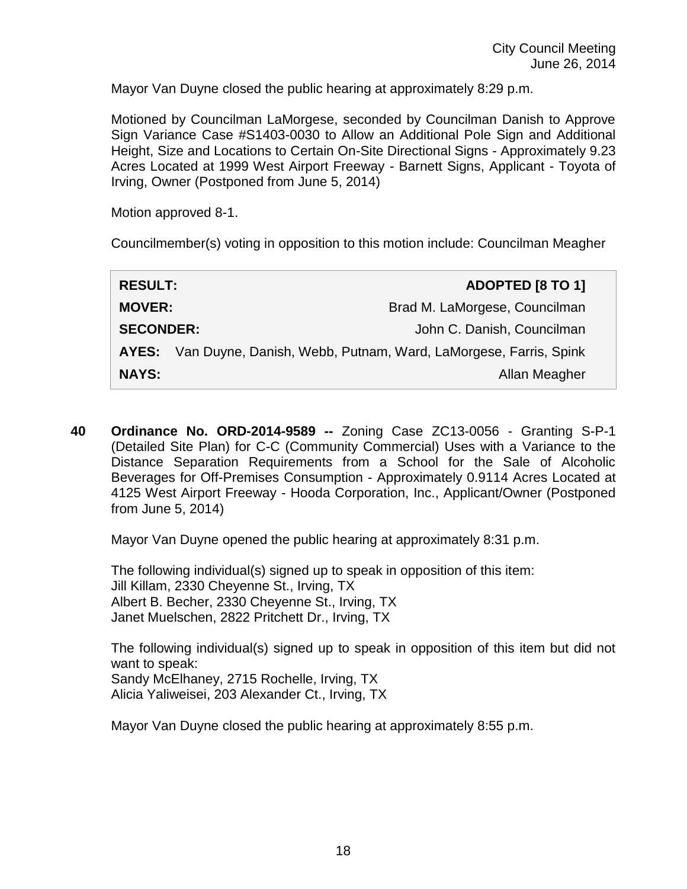Mayor Van Duyne closed the public hearing at approximately 8:29 p.m.

Motioned by Councilman LaMorgese, seconded by Councilman Danish to Approve Sign Variance Case #S1403-0030 to Allow an Additional Pole Sign and Additional Height, Size and Locations to Certain On-Site Directional Signs - Approximately 9.23 Acres Located at 1999 West Airport Freeway - Barnett Signs, Applicant - Toyota of Irving, Owner (Postponed from June 5, 2014)

Motion approved 8-1.

Councilmember(s) voting in opposition to this motion include: Councilman Meagher

| | |
|---|---|
| **RESULT:** | **ADOPTED [8 TO 1]** |
| **MOVER:** | Brad M. LaMorgese, Councilman |
| **SECONDER:** | John C. Danish, Councilman |
| **AYES:** | Van Duyne, Danish, Webb, Putnam, Ward, LaMorgese, Farris, Spink |
| **NAYS:** | Allan Meagher |

**40 Ordinance No. ORD-2014-9589 --** Zoning Case ZC13-0056 - Granting S-P-1 (Detailed Site Plan) for C-C (Community Commercial) Uses with a Variance to the Distance Separation Requirements from a School for the Sale of Alcoholic Beverages for Off-Premises Consumption - Approximately 0.9114 Acres Located at 4125 West Airport Freeway - Hooda Corporation, Inc., Applicant/Owner (Postponed from June 5, 2014)

Mayor Van Duyne opened the public hearing at approximately 8:31 p.m.

The following individual(s) signed up to speak in opposition of this item:
Jill Killam, 2330 Cheyenne St., Irving, TX
Albert B. Becher, 2330 Cheyenne St., Irving, TX
Janet Muelschen, 2822 Pritchett Dr., Irving, TX

The following individual(s) signed up to speak in opposition of this item but did not want to speak:
Sandy McElhaney, 2715 Rochelle, Irving, TX
Alicia Yaliweisei, 203 Alexander Ct., Irving, TX

Mayor Van Duyne closed the public hearing at approximately 8:55 p.m.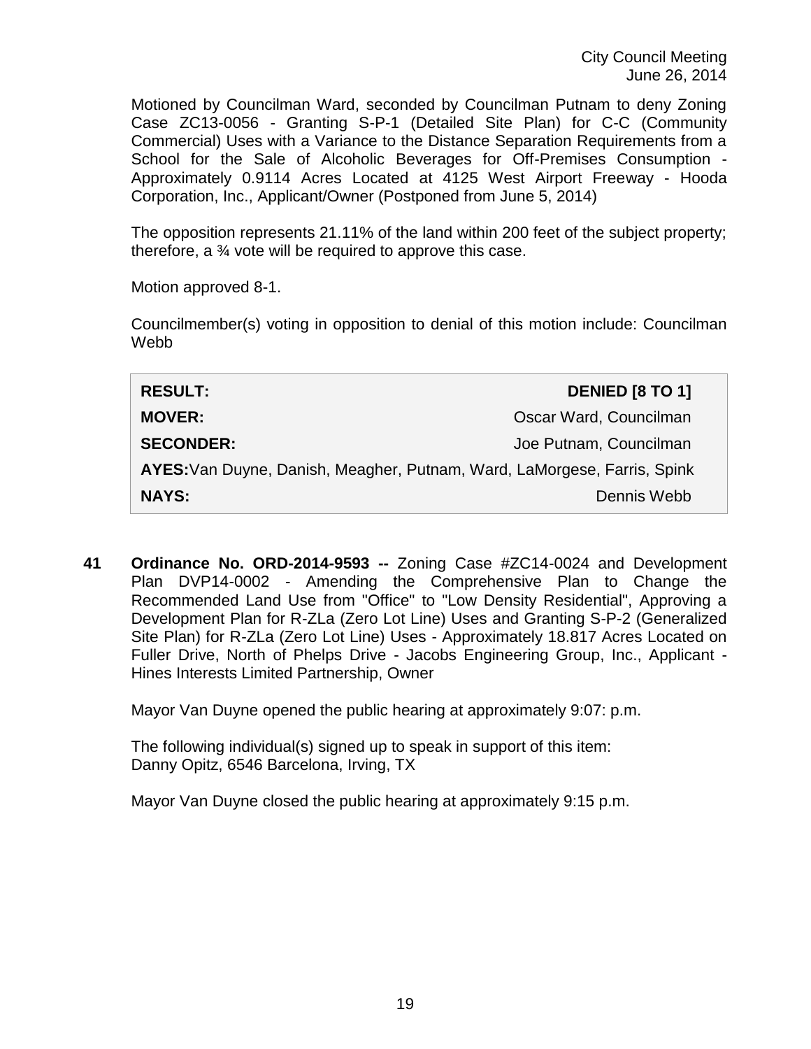Motioned by Councilman Ward, seconded by Councilman Putnam to deny Zoning Case ZC13-0056 - Granting S-P-1 (Detailed Site Plan) for C-C (Community Commercial) Uses with a Variance to the Distance Separation Requirements from a School for the Sale of Alcoholic Beverages for Off-Premises Consumption - Approximately 0.9114 Acres Located at 4125 West Airport Freeway - Hooda Corporation, Inc., Applicant/Owner (Postponed from June 5, 2014)

The opposition represents 21.11% of the land within 200 feet of the subject property; therefore, a ¾ vote will be required to approve this case.

Motion approved 8-1.

Councilmember(s) voting in opposition to denial of this motion include: Councilman Webb

| | |
|---|---|
| **RESULT:** | **DENIED [8 TO 1]** |
| **MOVER:** | Oscar Ward, Councilman |
| **SECONDER:** | Joe Putnam, Councilman |
| **AYES:** | Van Duyne, Danish, Meagher, Putnam, Ward, LaMorgese, Farris, Spink |
| **NAYS:** | Dennis Webb |

**41 Ordinance No. ORD-2014-9593 --** Zoning Case #ZC14-0024 and Development Plan DVP14-0002 - Amending the Comprehensive Plan to Change the Recommended Land Use from "Office" to "Low Density Residential", Approving a Development Plan for R-ZLa (Zero Lot Line) Uses and Granting S-P-2 (Generalized Site Plan) for R-ZLa (Zero Lot Line) Uses - Approximately 18.817 Acres Located on Fuller Drive, North of Phelps Drive - Jacobs Engineering Group, Inc., Applicant - Hines Interests Limited Partnership, Owner

Mayor Van Duyne opened the public hearing at approximately 9:07: p.m.

The following individual(s) signed up to speak in support of this item:
Danny Opitz, 6546 Barcelona, Irving, TX

Mayor Van Duyne closed the public hearing at approximately 9:15 p.m.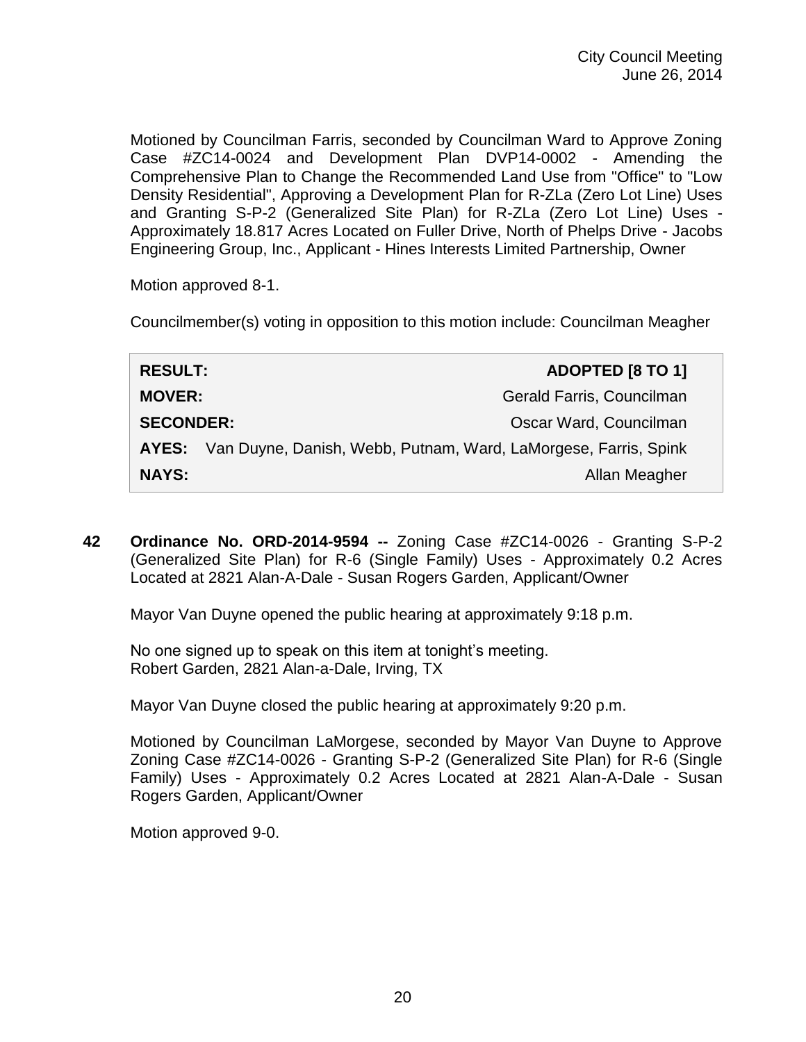Motioned by Councilman Farris, seconded by Councilman Ward to Approve Zoning Case #ZC14-0024 and Development Plan DVP14-0002 - Amending the Comprehensive Plan to Change the Recommended Land Use from "Office" to "Low Density Residential", Approving a Development Plan for R-ZLa (Zero Lot Line) Uses and Granting S-P-2 (Generalized Site Plan) for R-ZLa (Zero Lot Line) Uses - Approximately 18.817 Acres Located on Fuller Drive, North of Phelps Drive - Jacobs Engineering Group, Inc., Applicant - Hines Interests Limited Partnership, Owner

Motion approved 8-1.

Councilmember(s) voting in opposition to this motion include: Councilman Meagher

| | |
|---|---|
| **RESULT:** | **ADOPTED [8 TO 1]** |
| **MOVER:** | Gerald Farris, Councilman |
| **SECONDER:** | Oscar Ward, Councilman |
| **AYES:** | Van Duyne, Danish, Webb, Putnam, Ward, LaMorgese, Farris, Spink |
| **NAYS:** | Allan Meagher |

**42 Ordinance No. ORD-2014-9594 --** Zoning Case #ZC14-0026 - Granting S-P-2 (Generalized Site Plan) for R-6 (Single Family) Uses - Approximately 0.2 Acres Located at 2821 Alan-A-Dale - Susan Rogers Garden, Applicant/Owner

Mayor Van Duyne opened the public hearing at approximately 9:18 p.m.

No one signed up to speak on this item at tonight's meeting.
Robert Garden, 2821 Alan-a-Dale, Irving, TX

Mayor Van Duyne closed the public hearing at approximately 9:20 p.m.

Motioned by Councilman LaMorgese, seconded by Mayor Van Duyne to Approve Zoning Case #ZC14-0026 - Granting S-P-2 (Generalized Site Plan) for R-6 (Single Family) Uses - Approximately 0.2 Acres Located at 2821 Alan-A-Dale - Susan Rogers Garden, Applicant/Owner

Motion approved 9-0.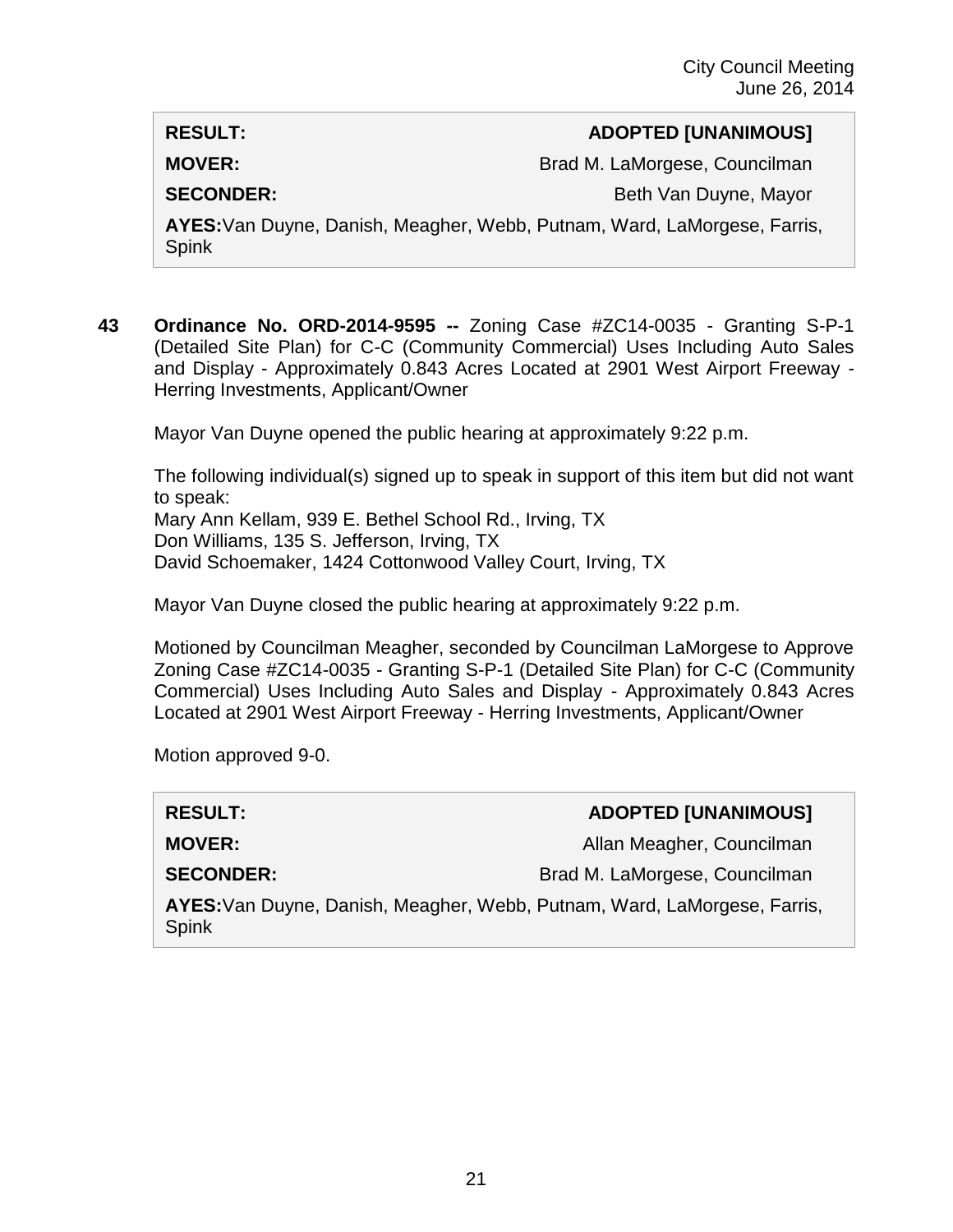| RESULT: | ADOPTED [UNANIMOUS] |
| --- | --- |
| MOVER: | Brad M. LaMorgese, Councilman |
| SECONDER: | Beth Van Duyne, Mayor |
| AYES: Van Duyne, Danish, Meagher, Webb, Putnam, Ward, LaMorgese, Farris, Spink | |

**43 Ordinance No. ORD-2014-9595 --** Zoning Case #ZC14-0035 - Granting S-P-1 (Detailed Site Plan) for C-C (Community Commercial) Uses Including Auto Sales and Display - Approximately 0.843 Acres Located at 2901 West Airport Freeway - Herring Investments, Applicant/Owner

Mayor Van Duyne opened the public hearing at approximately 9:22 p.m.

The following individual(s) signed up to speak in support of this item but did not want to speak:
Mary Ann Kellam, 939 E. Bethel School Rd., Irving, TX
Don Williams, 135 S. Jefferson, Irving, TX
David Schoemaker, 1424 Cottonwood Valley Court, Irving, TX

Mayor Van Duyne closed the public hearing at approximately 9:22 p.m.

Motioned by Councilman Meagher, seconded by Councilman LaMorgese to Approve Zoning Case #ZC14-0035 - Granting S-P-1 (Detailed Site Plan) for C-C (Community Commercial) Uses Including Auto Sales and Display - Approximately 0.843 Acres Located at 2901 West Airport Freeway - Herring Investments, Applicant/Owner

Motion approved 9-0.

| RESULT: | ADOPTED [UNANIMOUS] |
| --- | --- |
| MOVER: | Allan Meagher, Councilman |
| SECONDER: | Brad M. LaMorgese, Councilman |
| AYES: Van Duyne, Danish, Meagher, Webb, Putnam, Ward, LaMorgese, Farris, Spink | |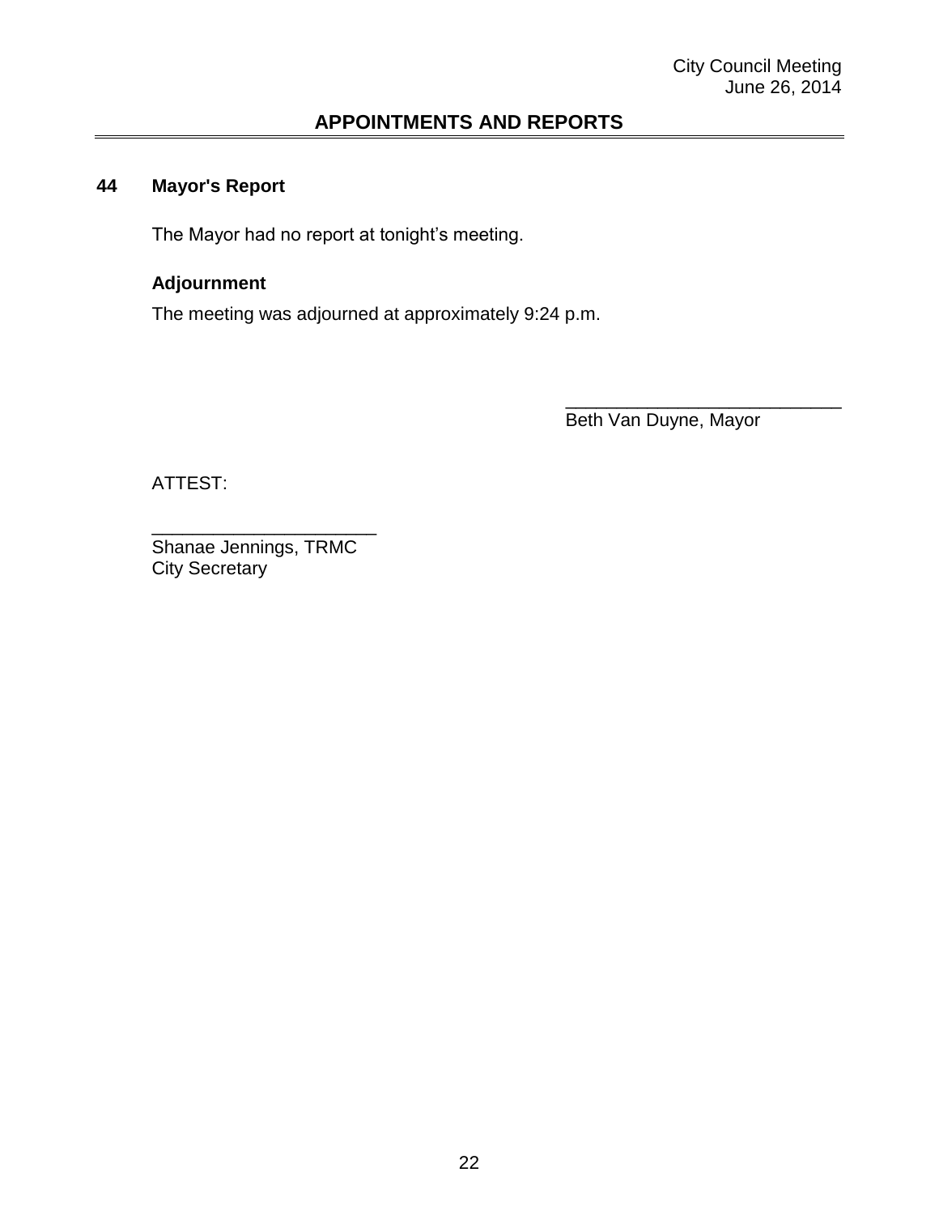## APPOINTMENTS AND REPORTS

### 44 Mayor's Report

The Mayor had no report at tonight's meeting.

**Adjournment**

The meeting was adjourned at approximately 9:24 p.m.

\_\_\_\_\_\_\_\_\_\_\_\_\_\_\_\_\_\_\_\_\_\_\_\_\_\_\_\_
Beth Van Duyne, Mayor

ATTEST:

\_\_\_\_\_\_\_\_\_\_\_\_\_\_\_\_\_\_\_\_\_\_\_
Shanae Jennings, TRMC
City Secretary